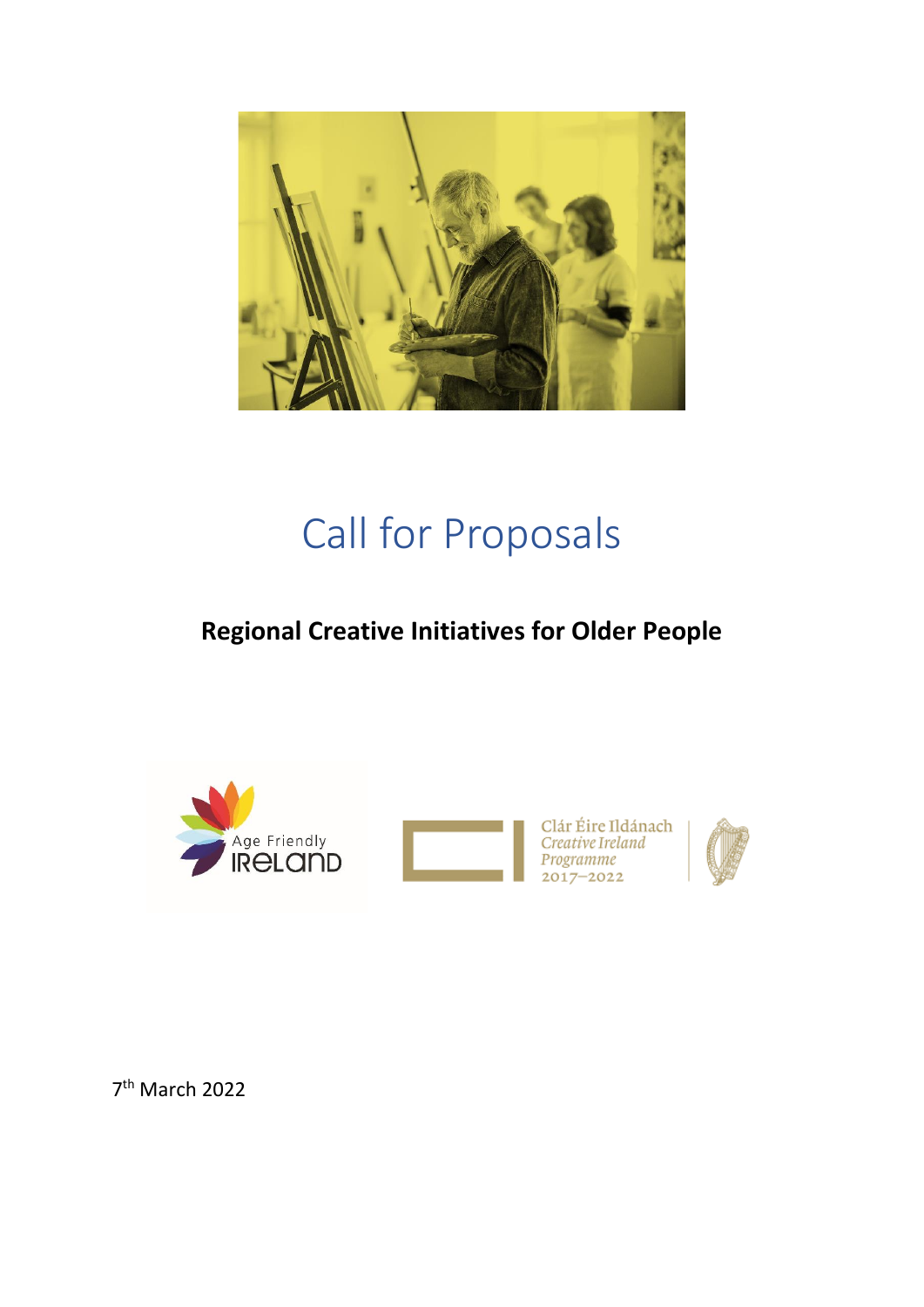# Call for Proposals

**Regional Creative Initiatives for Older People**

Age Friendly IRELAND

Clár Éire Ildánach
Creative Ireland
Programme
2017–2022

7th March 2022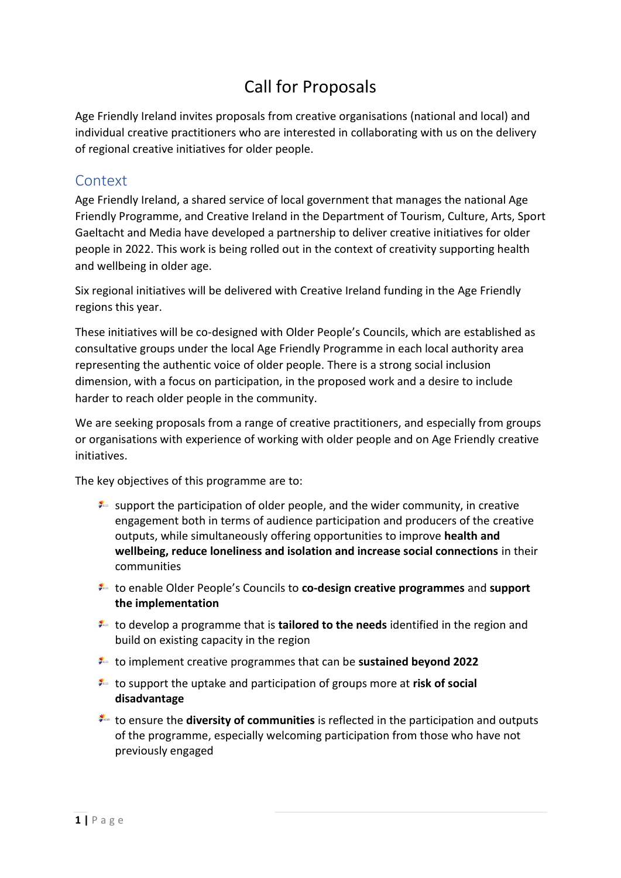# Call for Proposals

Age Friendly Ireland invites proposals from creative organisations (national and local) and individual creative practitioners who are interested in collaborating with us on the delivery of regional creative initiatives for older people.

## Context

Age Friendly Ireland, a shared service of local government that manages the national Age Friendly Programme, and Creative Ireland in the Department of Tourism, Culture, Arts, Sport Gaeltacht and Media have developed a partnership to deliver creative initiatives for older people in 2022. This work is being rolled out in the context of creativity supporting health and wellbeing in older age.

Six regional initiatives will be delivered with Creative Ireland funding in the Age Friendly regions this year.

These initiatives will be co-designed with Older People's Councils, which are established as consultative groups under the local Age Friendly Programme in each local authority area representing the authentic voice of older people. There is a strong social inclusion dimension, with a focus on participation, in the proposed work and a desire to include harder to reach older people in the community.

We are seeking proposals from a range of creative practitioners, and especially from groups or organisations with experience of working with older people and on Age Friendly creative initiatives.

The key objectives of this programme are to:

- support the participation of older people, and the wider community, in creative engagement both in terms of audience participation and producers of the creative outputs, while simultaneously offering opportunities to improve **health and wellbeing, reduce loneliness and isolation and increase social connections** in their communities
- to enable Older People's Councils to **co-design creative programmes** and **support the implementation**
- to develop a programme that is **tailored to the needs** identified in the region and build on existing capacity in the region
- to implement creative programmes that can be **sustained beyond 2022**
- to support the uptake and participation of groups more at **risk of social disadvantage**
- to ensure the **diversity of communities** is reflected in the participation and outputs of the programme, especially welcoming participation from those who have not previously engaged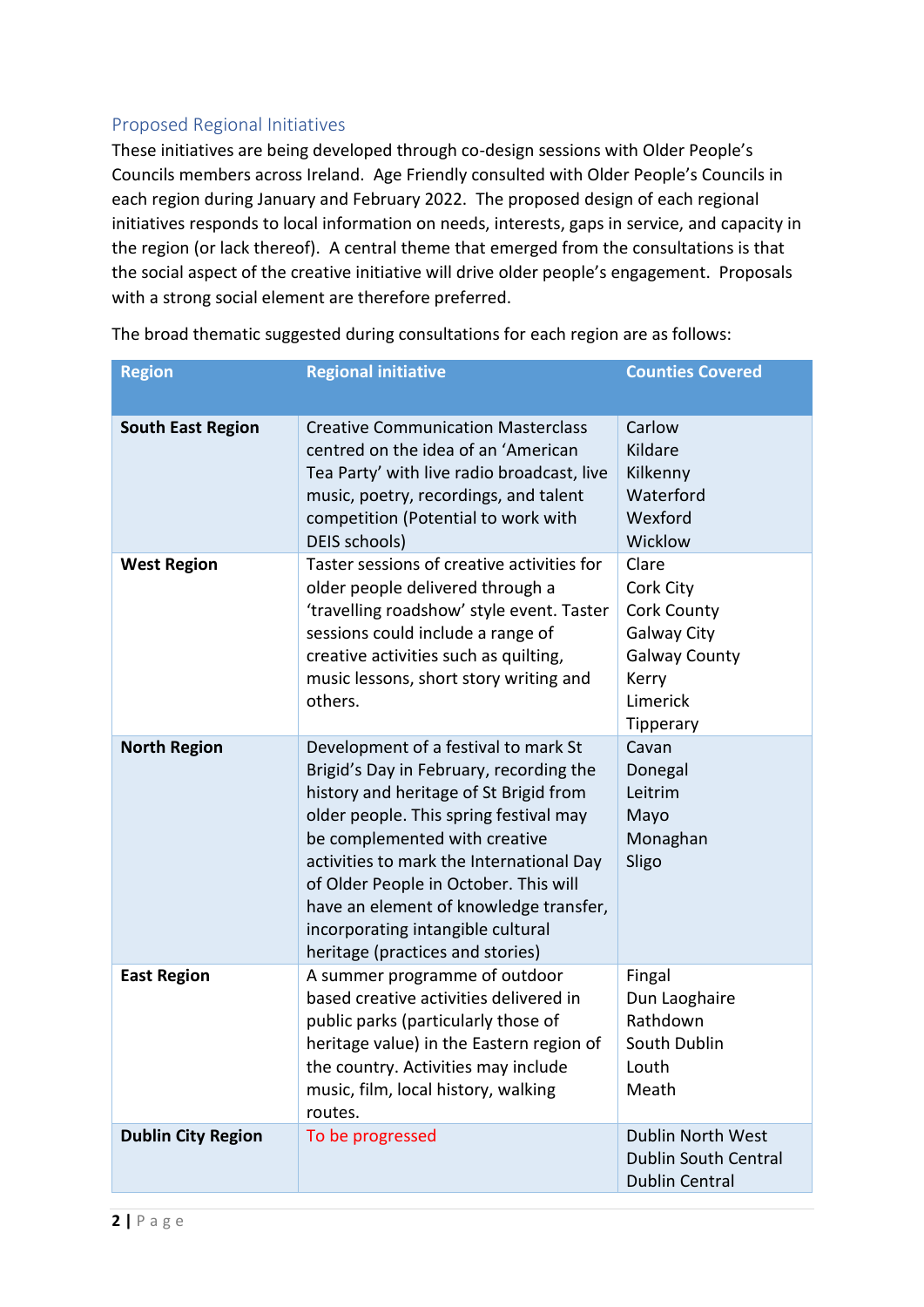## Proposed Regional Initiatives

These initiatives are being developed through co-design sessions with Older People's Councils members across Ireland. Age Friendly consulted with Older People's Councils in each region during January and February 2022. The proposed design of each regional initiatives responds to local information on needs, interests, gaps in service, and capacity in the region (or lack thereof). A central theme that emerged from the consultations is that the social aspect of the creative initiative will drive older people's engagement. Proposals with a strong social element are therefore preferred.

The broad thematic suggested during consultations for each region are as follows:

| Region | Regional initiative | Counties Covered |
|---|---|---|
| **South East Region** | Creative Communication Masterclass centred on the idea of an 'American Tea Party' with live radio broadcast, live music, poetry, recordings, and talent competition (Potential to work with DEIS schools) | Carlow<br>Kildare<br>Kilkenny<br>Waterford<br>Wexford<br>Wicklow |
| **West Region** | Taster sessions of creative activities for older people delivered through a 'travelling roadshow' style event. Taster sessions could include a range of creative activities such as quilting, music lessons, short story writing and others. | Clare<br>Cork City<br>Cork County<br>Galway City<br>Galway County<br>Kerry<br>Limerick<br>Tipperary |
| **North Region** | Development of a festival to mark St Brigid's Day in February, recording the history and heritage of St Brigid from older people. This spring festival may be complemented with creative activities to mark the International Day of Older People in October. This will have an element of knowledge transfer, incorporating intangible cultural heritage (practices and stories) | Cavan<br>Donegal<br>Leitrim<br>Mayo<br>Monaghan<br>Sligo |
| **East Region** | A summer programme of outdoor based creative activities delivered in public parks (particularly those of heritage value) in the Eastern region of the country. Activities may include music, film, local history, walking routes. | Fingal<br>Dun Laoghaire<br>Rathdown<br>South Dublin<br>Louth<br>Meath |
| **Dublin City Region** | To be progressed | Dublin North West<br>Dublin South Central<br>Dublin Central |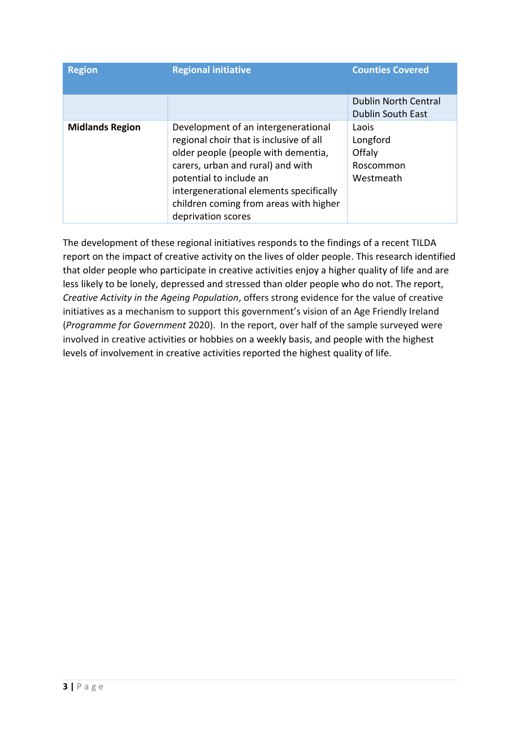| Region | Regional initiative | Counties Covered |
|---|---|---|
| | | Dublin North Central<br>Dublin South East |
| **Midlands Region** | Development of an intergenerational regional choir that is inclusive of all older people (people with dementia, carers, urban and rural) and with potential to include an intergenerational elements specifically children coming from areas with higher deprivation scores | Laois<br>Longford<br>Offaly<br>Roscommon<br>Westmeath |

The development of these regional initiatives responds to the findings of a recent TILDA report on the impact of creative activity on the lives of older people. This research identified that older people who participate in creative activities enjoy a higher quality of life and are less likely to be lonely, depressed and stressed than older people who do not. The report, *Creative Activity in the Ageing Population*, offers strong evidence for the value of creative initiatives as a mechanism to support this government's vision of an Age Friendly Ireland (*Programme for Government* 2020). In the report, over half of the sample surveyed were involved in creative activities or hobbies on a weekly basis, and people with the highest levels of involvement in creative activities reported the highest quality of life.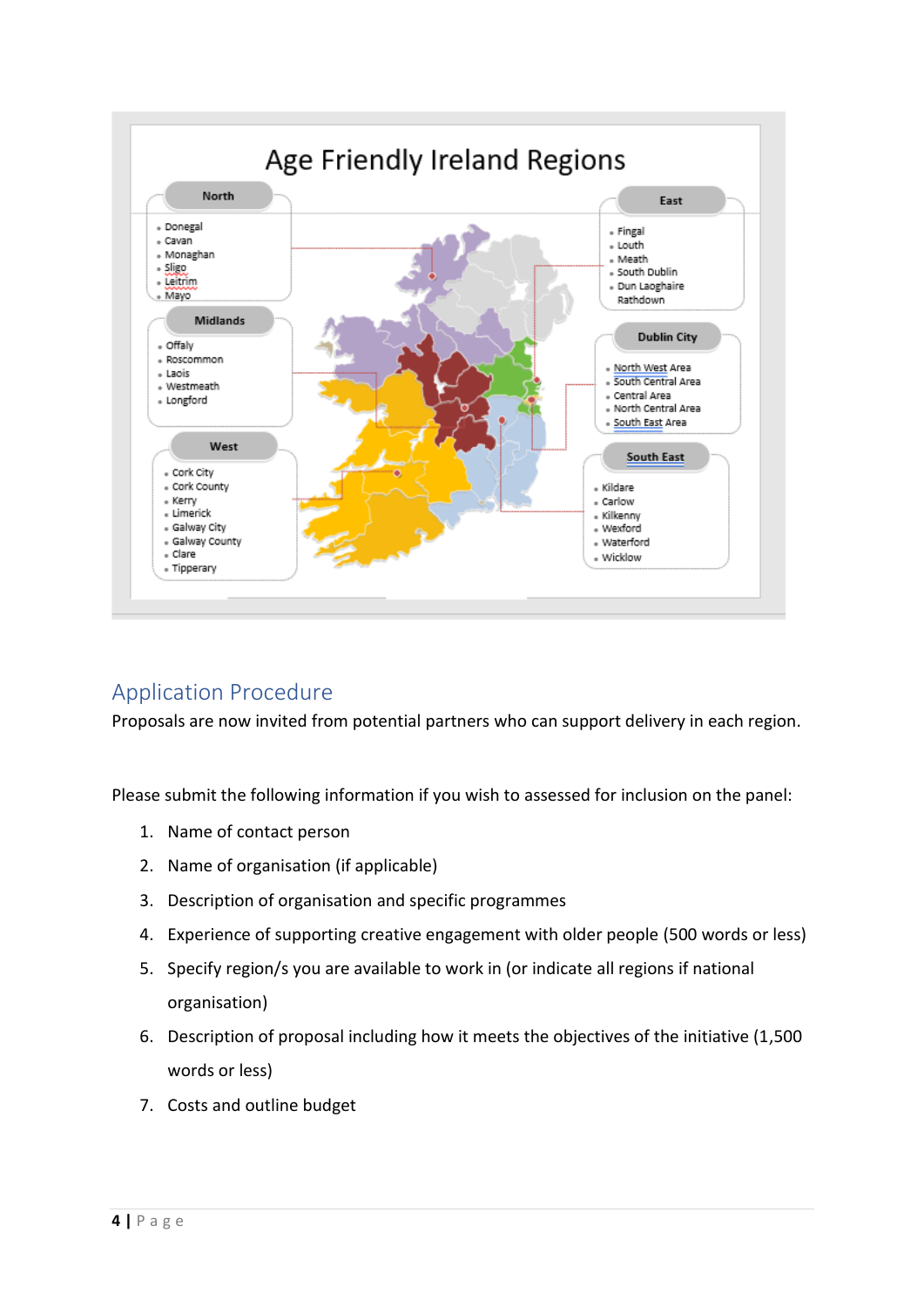## Age Friendly Ireland Regions

**North**
- Donegal
- Cavan
- Monaghan
- Sligo
- Leitrim
- Mayo

**Midlands**
- Offaly
- Roscommon
- Laois
- Westmeath
- Longford

**West**
- Cork City
- Cork County
- Kerry
- Limerick
- Galway City
- Galway County
- Clare
- Tipperary

**East**
- Fingal
- Louth
- Meath
- South Dublin
- Dun Laoghaire Rathdown

**Dublin City**
- North West Area
- South Central Area
- Central Area
- North Central Area
- South East Area

**South East**
- Kildare
- Carlow
- Kilkenny
- Wexford
- Waterford
- Wicklow

## Application Procedure

Proposals are now invited from potential partners who can support delivery in each region.

Please submit the following information if you wish to assessed for inclusion on the panel:

1. Name of contact person
2. Name of organisation (if applicable)
3. Description of organisation and specific programmes
4. Experience of supporting creative engagement with older people (500 words or less)
5. Specify region/s you are available to work in (or indicate all regions if national organisation)
6. Description of proposal including how it meets the objectives of the initiative (1,500 words or less)
7. Costs and outline budget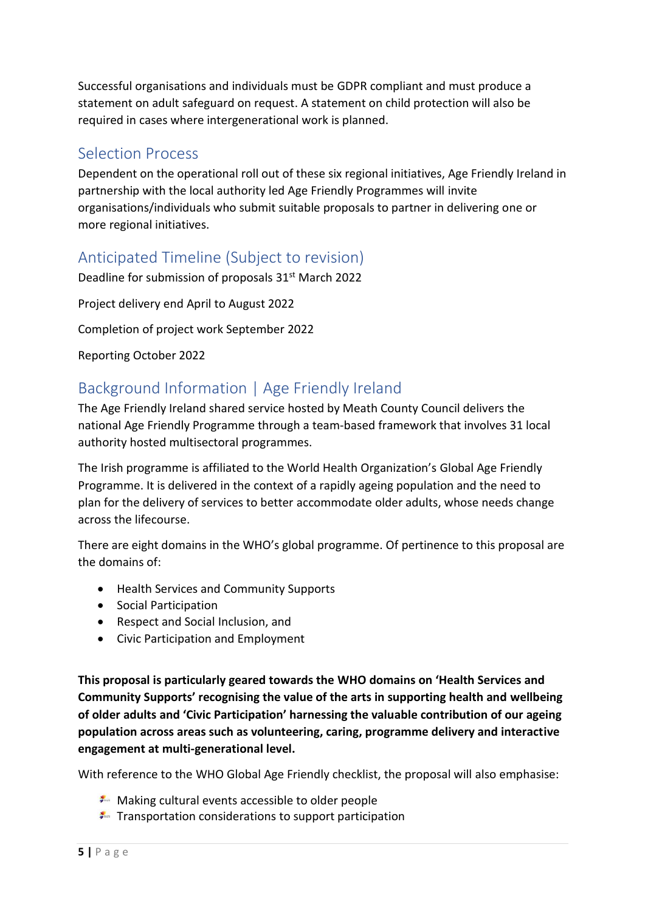Successful organisations and individuals must be GDPR compliant and must produce a statement on adult safeguard on request. A statement on child protection will also be required in cases where intergenerational work is planned.

## Selection Process

Dependent on the operational roll out of these six regional initiatives, Age Friendly Ireland in partnership with the local authority led Age Friendly Programmes will invite organisations/individuals who submit suitable proposals to partner in delivering one or more regional initiatives.

## Anticipated Timeline (Subject to revision)

Deadline for submission of proposals 31st March 2022

Project delivery end April to August 2022

Completion of project work September 2022

Reporting October 2022

## Background Information | Age Friendly Ireland

The Age Friendly Ireland shared service hosted by Meath County Council delivers the national Age Friendly Programme through a team-based framework that involves 31 local authority hosted multisectoral programmes.

The Irish programme is affiliated to the World Health Organization's Global Age Friendly Programme. It is delivered in the context of a rapidly ageing population and the need to plan for the delivery of services to better accommodate older adults, whose needs change across the lifecourse.

There are eight domains in the WHO's global programme. Of pertinence to this proposal are the domains of:

- Health Services and Community Supports
- Social Participation
- Respect and Social Inclusion, and
- Civic Participation and Employment

**This proposal is particularly geared towards the WHO domains on 'Health Services and Community Supports' recognising the value of the arts in supporting health and wellbeing of older adults and 'Civic Participation' harnessing the valuable contribution of our ageing population across areas such as volunteering, caring, programme delivery and interactive engagement at multi-generational level.**

With reference to the WHO Global Age Friendly checklist, the proposal will also emphasise:

- Making cultural events accessible to older people
- Transportation considerations to support participation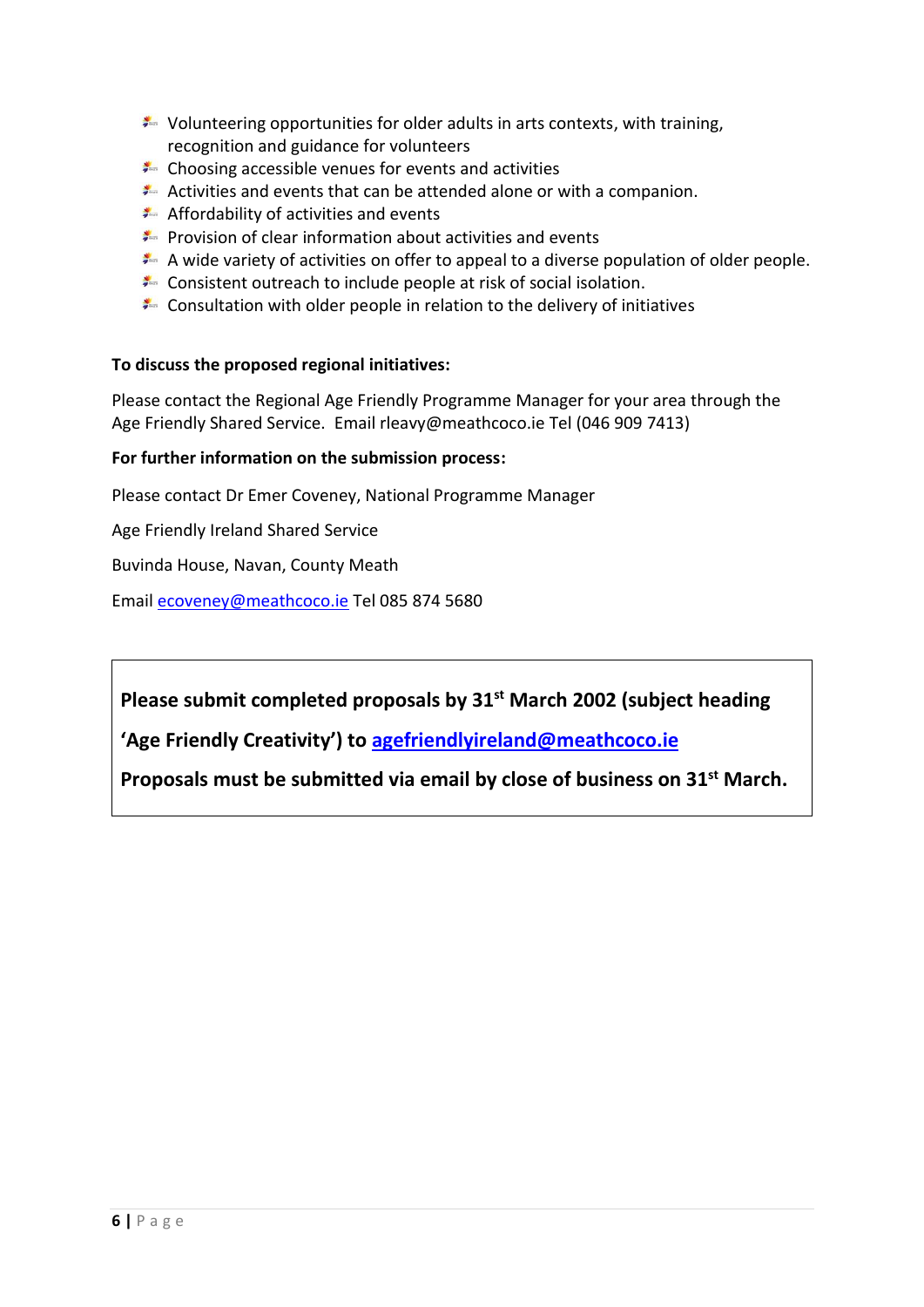- Volunteering opportunities for older adults in arts contexts, with training, recognition and guidance for volunteers
- Choosing accessible venues for events and activities
- Activities and events that can be attended alone or with a companion.
- Affordability of activities and events
- Provision of clear information about activities and events
- A wide variety of activities on offer to appeal to a diverse population of older people.
- Consistent outreach to include people at risk of social isolation.
- Consultation with older people in relation to the delivery of initiatives

**To discuss the proposed regional initiatives:**

Please contact the Regional Age Friendly Programme Manager for your area through the Age Friendly Shared Service. Email rleavy@meathcoco.ie Tel (046 909 7413)

**For further information on the submission process:**

Please contact Dr Emer Coveney, National Programme Manager

Age Friendly Ireland Shared Service

Buvinda House, Navan, County Meath

Email ecoveney@meathcoco.ie Tel 085 874 5680

**Please submit completed proposals by 31st March 2002 (subject heading 'Age Friendly Creativity') to agefriendlyireland@meathcoco.ie**

**Proposals must be submitted via email by close of business on 31st March.**